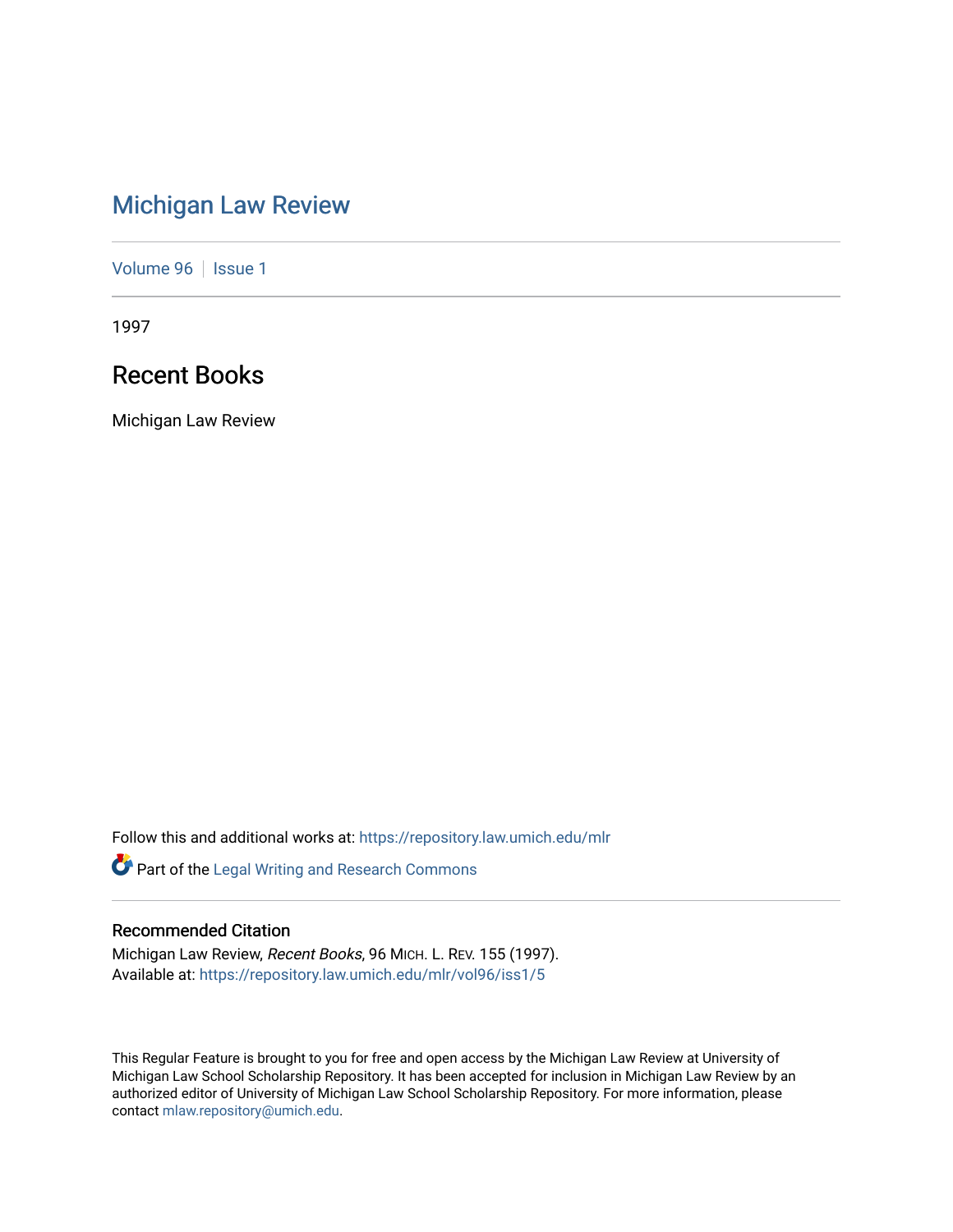# Michigan Law Review

Volume 96 | Issue 1

1997

## Recent Books

Michigan Law Review

Follow this and additional works at: https://repository.law.umich.edu/mlr

Part of the Legal Writing and Research Commons

### Recommended Citation

Michigan Law Review, *Recent Books*, 96 MICH. L. REV. 155 (1997).
Available at: https://repository.law.umich.edu/mlr/vol96/iss1/5

This Regular Feature is brought to you for free and open access by the Michigan Law Review at University of Michigan Law School Scholarship Repository. It has been accepted for inclusion in Michigan Law Review by an authorized editor of University of Michigan Law School Scholarship Repository. For more information, please contact mlaw.repository@umich.edu.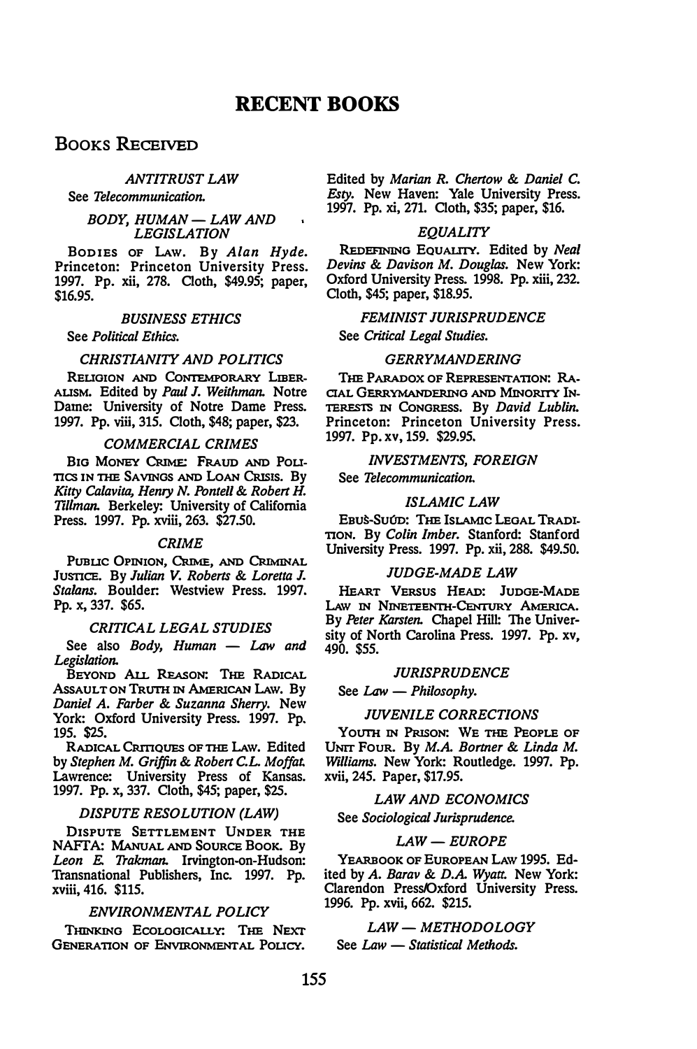# RECENT BOOKS

## Books Received

### *ANTITRUST LAW*

See *Telecommunication.*

### *BODY, HUMAN — LAW AND LEGISLATION*

BODIES OF LAW. By *Alan Hyde.* Princeton: Princeton University Press. 1997. Pp. xii, 278. Cloth, $49.95; paper, $16.95.

### *BUSINESS ETHICS*

See *Political Ethics.*

### *CHRISTIANITY AND POLITICS*

RELIGION AND CONTEMPORARY LIBERALISM. Edited by *Paul J. Weithman.* Notre Dame: University of Notre Dame Press. 1997. Pp. viii, 315. Cloth, $48; paper, $23.

### *COMMERCIAL CRIMES*

BIG MONEY CRIME: FRAUD AND POLITICS IN THE SAVINGS AND LOAN CRISIS. By *Kitty Calavita, Henry N. Pontell & Robert H. Tillman.* Berkeley: University of California Press. 1997. Pp. xviii, 263. $27.50.

### *CRIME*

PUBLIC OPINION, CRIME, AND CRIMINAL JUSTICE. By *Julian V. Roberts & Loretta J. Stalans.* Boulder: Westview Press. 1997. Pp. x, 337. $65.

### *CRITICAL LEGAL STUDIES*

See also *Body, Human — Law and Legislation.*

BEYOND ALL REASON: THE RADICAL ASSAULT ON TRUTH IN AMERICAN LAW. By *Daniel A. Farber & Suzanna Sherry.* New York: Oxford University Press. 1997. Pp. 195. $25.

RADICAL CRITIQUES OF THE LAW. Edited by *Stephen M. Griffin & Robert C.L. Moffat.* Lawrence: University Press of Kansas. 1997. Pp. x, 337. Cloth, $45; paper, $25.

### *DISPUTE RESOLUTION (LAW)*

DISPUTE SETTLEMENT UNDER THE NAFTA: MANUAL AND SOURCE BOOK. By *Leon E. Trakman.* Irvington-on-Hudson: Transnational Publishers, Inc. 1997. Pp. xviii, 416. $115.

### *ENVIRONMENTAL POLICY*

THINKING ECOLOGICALLY: THE NEXT GENERATION OF ENVIRONMENTAL POLICY. Edited by *Marian R. Chertow & Daniel C. Esty.* New Haven: Yale University Press. 1997. Pp. xi, 271. Cloth, $35; paper, $16.

### *EQUALITY*

REDEFINING EQUALITY. Edited by *Neal Devins & Davison M. Douglas.* New York: Oxford University Press. 1998. Pp. xiii, 232. Cloth, $45; paper, $18.95.

### *FEMINIST JURISPRUDENCE*

See *Critical Legal Studies.*

### *GERRYMANDERING*

THE PARADOX OF REPRESENTATION: RACIAL GERRYMANDERING AND MINORITY INTERESTS IN CONGRESS. By *David Lublin.* Princeton: Princeton University Press. 1997. Pp. xv, 159. $29.95.

### *INVESTMENTS, FOREIGN*

See *Telecommunication.*

### *ISLAMIC LAW*

EBUŚ-SUÚD: THE ISLAMIC LEGAL TRADITION. By *Colin Imber.* Stanford: Stanford University Press. 1997. Pp. xii, 288. $49.50.

### *JUDGE-MADE LAW*

HEART VERSUS HEAD: JUDGE-MADE LAW IN NINETEENTH-CENTURY AMERICA. By *Peter Karsten.* Chapel Hill: The University of North Carolina Press. 1997. Pp. xv, 490. $55.

### *JURISPRUDENCE*

See *Law — Philosophy.*

### *JUVENILE CORRECTIONS*

YOUTH IN PRISON: WE THE PEOPLE OF UNIT FOUR. By *M.A. Bortner & Linda M. Williams.* New York: Routledge. 1997. Pp. xvii, 245. Paper, $17.95.

### *LAW AND ECONOMICS*

See *Sociological Jurisprudence.*

### *LAW — EUROPE*

YEARBOOK OF EUROPEAN LAW 1995. Edited by *A. Barav & D.A. Wyatt.* New York: Clarendon Press/Oxford University Press. 1996. Pp. xvii, 662. $215.

### *LAW — METHODOLOGY*

See *Law — Statistical Methods.*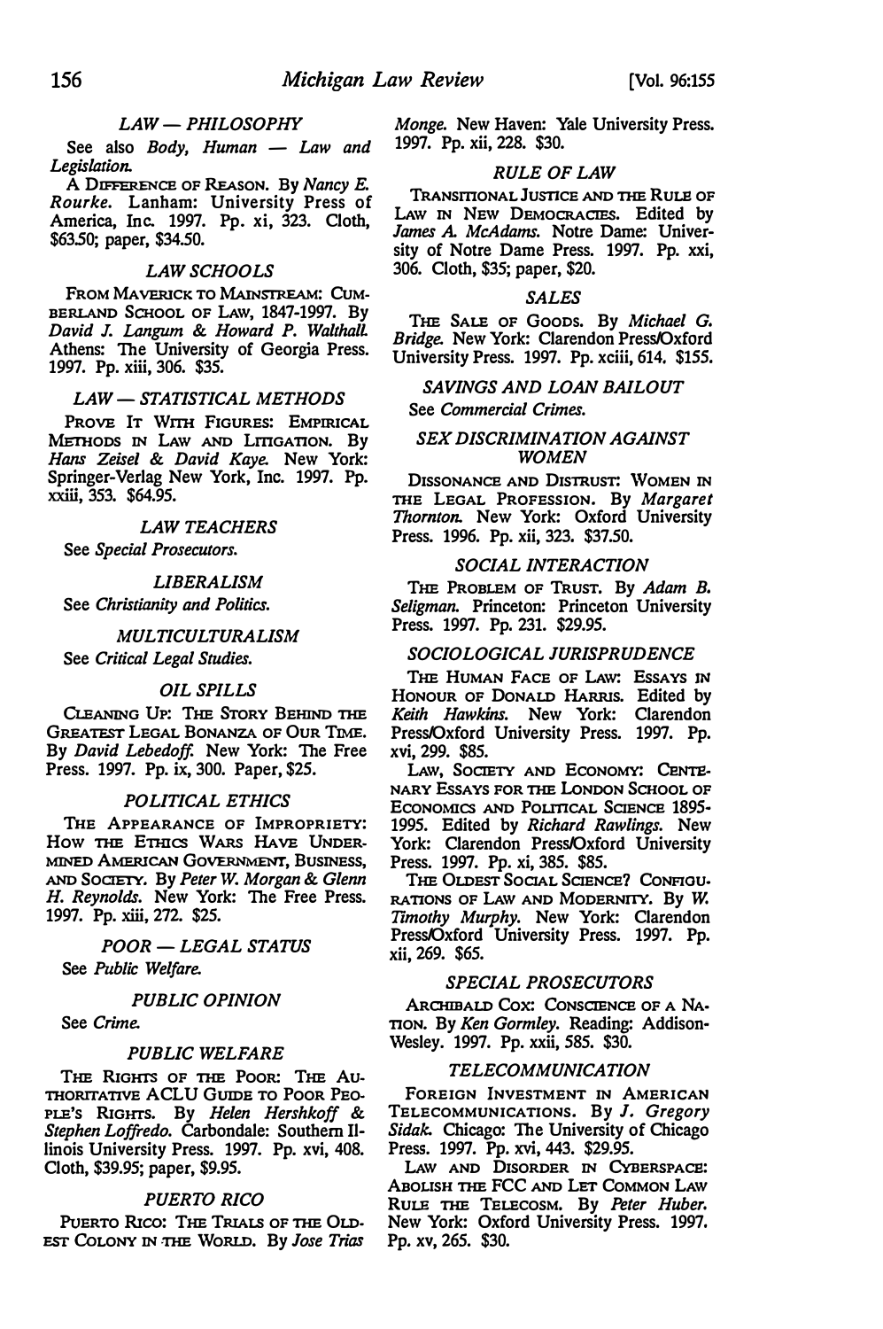### LAW — PHILOSOPHY

See also *Body, Human — Law and Legislation.*

A DIFFERENCE OF REASON. By *Nancy E. Rourke.* Lanham: University Press of America, Inc. 1997. Pp. xi, 323. Cloth, $63.50; paper, $34.50.

### LAW SCHOOLS

FROM MAVERICK TO MAINSTREAM: CUMBERLAND SCHOOL OF LAW, 1847-1997. By *David J. Langum & Howard P. Walthall.* Athens: The University of Georgia Press. 1997. Pp. xiii, 306. $35.

### LAW — STATISTICAL METHODS

PROVE IT WITH FIGURES: EMPIRICAL METHODS IN LAW AND LITIGATION. By *Hans Zeisel & David Kaye.* New York: Springer-Verlag New York, Inc. 1997. Pp. xxiii, 353. $64.95.

### LAW TEACHERS

See *Special Prosecutors.*

### LIBERALISM

See *Christianity and Politics.*

### MULTICULTURALISM

See *Critical Legal Studies.*

### OIL SPILLS

CLEANING UP: THE STORY BEHIND THE GREATEST LEGAL BONANZA OF OUR TIME. By *David Lebedoff.* New York: The Free Press. 1997. Pp. ix, 300. Paper, $25.

### POLITICAL ETHICS

THE APPEARANCE OF IMPROPRIETY: HOW THE ETHICS WARS HAVE UNDERMINED AMERICAN GOVERNMENT, BUSINESS, AND SOCIETY. By *Peter W. Morgan & Glenn H. Reynolds.* New York: The Free Press. 1997. Pp. xiii, 272. $25.

### POOR — LEGAL STATUS

See *Public Welfare.*

### PUBLIC OPINION

See *Crime.*

### PUBLIC WELFARE

THE RIGHTS OF THE POOR: THE AUTHORITATIVE ACLU GUIDE TO POOR PEOPLE'S RIGHTS. By *Helen Hershkoff & Stephen Loffredo.* Carbondale: Southern Illinois University Press. 1997. Pp. xvi, 408. Cloth, $39.95; paper, $9.95.

### PUERTO RICO

PUERTO RICO: THE TRIALS OF THE OLDEST COLONY IN THE WORLD. By *Jose Trias Monge.* New Haven: Yale University Press. 1997. Pp. xii, 228. $30.

### RULE OF LAW

TRANSITIONAL JUSTICE AND THE RULE OF LAW IN NEW DEMOCRACIES. Edited by *James A. McAdams.* Notre Dame: University of Notre Dame Press. 1997. Pp. xxi, 306. Cloth, $35; paper, $20.

### SALES

THE SALE OF GOODS. By *Michael G. Bridge.* New York: Clarendon Press/Oxford University Press. 1997. Pp. xciii, 614. $155.

### SAVINGS AND LOAN BAILOUT

See *Commercial Crimes.*

### SEX DISCRIMINATION AGAINST WOMEN

DISSONANCE AND DISTRUST: WOMEN IN THE LEGAL PROFESSION. By *Margaret Thornton.* New York: Oxford University Press. 1996. Pp. xii, 323. $37.50.

### SOCIAL INTERACTION

THE PROBLEM OF TRUST. By *Adam B. Seligman.* Princeton: Princeton University Press. 1997. Pp. 231. $29.95.

### SOCIOLOGICAL JURISPRUDENCE

THE HUMAN FACE OF LAW: ESSAYS IN HONOUR OF DONALD HARRIS. Edited by *Keith Hawkins.* New York: Clarendon Press/Oxford University Press. 1997. Pp. xvi, 299. $85.

LAW, SOCIETY AND ECONOMY: CENTENARY ESSAYS FOR THE LONDON SCHOOL OF ECONOMICS AND POLITICAL SCIENCE 1895-1995. Edited by *Richard Rawlings.* New York: Clarendon Press/Oxford University Press. 1997. Pp. xi, 385. $85.

THE OLDEST SOCIAL SCIENCE? CONFIGURATIONS OF LAW AND MODERNITY. By *W. Timothy Murphy.* New York: Clarendon Press/Oxford University Press. 1997. Pp. xii, 269. $65.

### SPECIAL PROSECUTORS

ARCHIBALD COX: CONSCIENCE OF A NATION. By *Ken Gormley.* Reading: Addison-Wesley. 1997. Pp. xxii, 585. $30.

### TELECOMMUNICATION

FOREIGN INVESTMENT IN AMERICAN TELECOMMUNICATIONS. By *J. Gregory Sidak.* Chicago: The University of Chicago Press. 1997. Pp. xvi, 443. $29.95.

LAW AND DISORDER IN CYBERSPACE: ABOLISH THE FCC AND LET COMMON LAW RULE THE TELECOSM. By *Peter Huber.* New York: Oxford University Press. 1997. Pp. xv, 265. $30.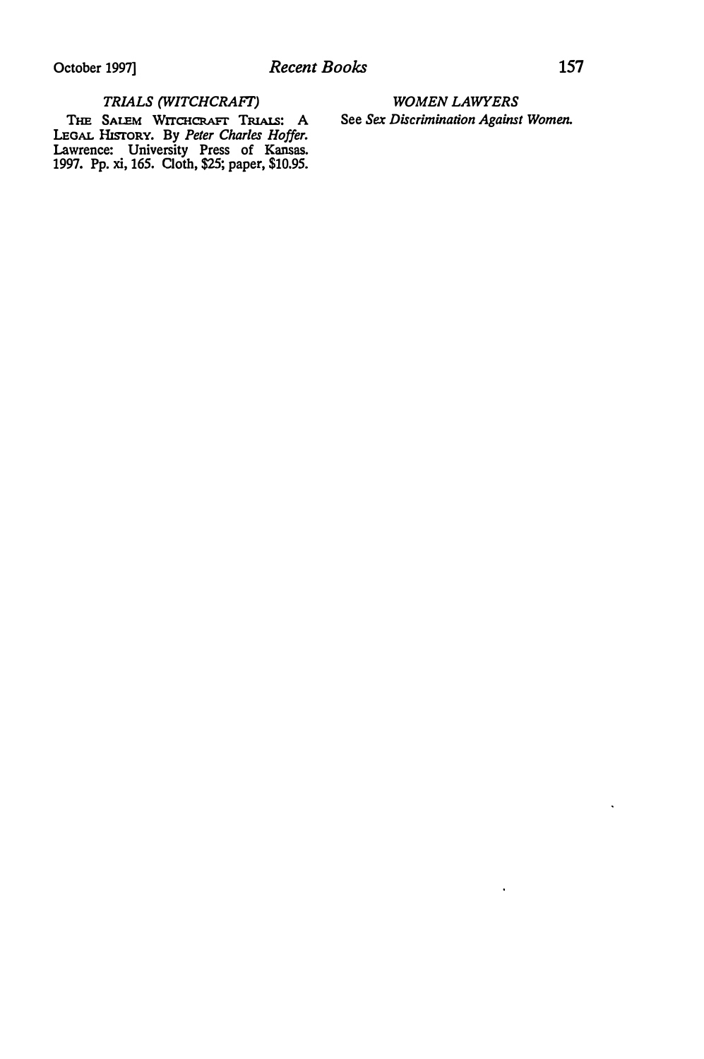*TRIALS (WITCHCRAFT)*

THE SALEM WITCHCRAFT TRIALS: A LEGAL HISTORY. By *Peter Charles Hoffer*. Lawrence: University Press of Kansas. 1997. Pp. xi, 165. Cloth, $25; paper, $10.95.

*WOMEN LAWYERS*

See *Sex Discrimination Against Women*.